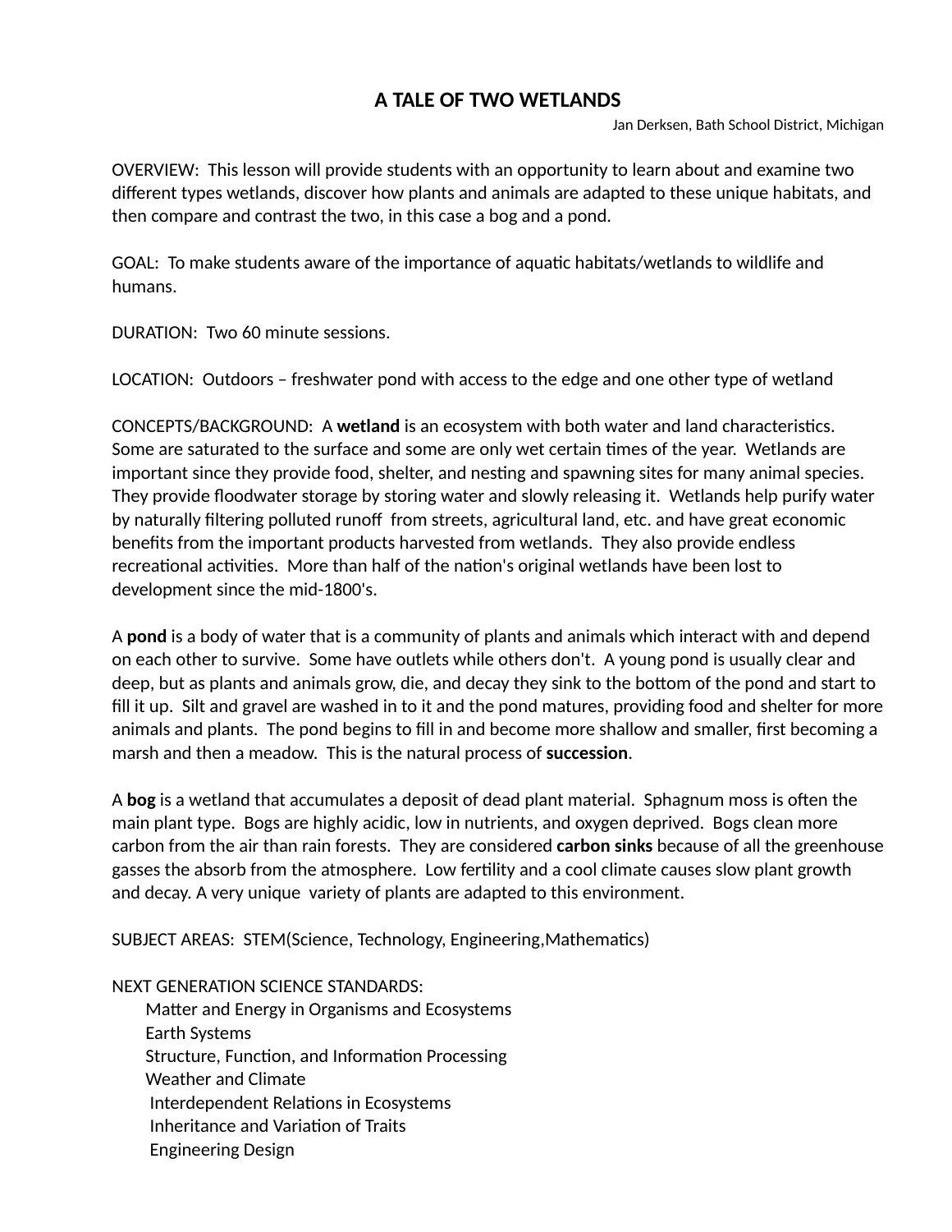# A TALE OF TWO WETLANDS

Jan Derksen, Bath School District, Michigan

OVERVIEW: This lesson will provide students with an opportunity to learn about and examine two different types wetlands, discover how plants and animals are adapted to these unique habitats, and then compare and contrast the two, in this case a bog and a pond.

GOAL: To make students aware of the importance of aquatic habitats/wetlands to wildlife and humans.

DURATION: Two 60 minute sessions.

LOCATION: Outdoors – freshwater pond with access to the edge and one other type of wetland

CONCEPTS/BACKGROUND: A **wetland** is an ecosystem with both water and land characteristics. Some are saturated to the surface and some are only wet certain times of the year. Wetlands are important since they provide food, shelter, and nesting and spawning sites for many animal species. They provide floodwater storage by storing water and slowly releasing it. Wetlands help purify water by naturally filtering polluted runoff from streets, agricultural land, etc. and have great economic benefits from the important products harvested from wetlands. They also provide endless recreational activities. More than half of the nation's original wetlands have been lost to development since the mid-1800's.

A **pond** is a body of water that is a community of plants and animals which interact with and depend on each other to survive. Some have outlets while others don't. A young pond is usually clear and deep, but as plants and animals grow, die, and decay they sink to the bottom of the pond and start to fill it up. Silt and gravel are washed in to it and the pond matures, providing food and shelter for more animals and plants. The pond begins to fill in and become more shallow and smaller, first becoming a marsh and then a meadow. This is the natural process of **succession**.

A **bog** is a wetland that accumulates a deposit of dead plant material. Sphagnum moss is often the main plant type. Bogs are highly acidic, low in nutrients, and oxygen deprived. Bogs clean more carbon from the air than rain forests. They are considered **carbon sinks** because of all the greenhouse gasses the absorb from the atmosphere. Low fertility and a cool climate causes slow plant growth and decay. A very unique variety of plants are adapted to this environment.

SUBJECT AREAS: STEM(Science, Technology, Engineering,Mathematics)

NEXT GENERATION SCIENCE STANDARDS:

- Matter and Energy in Organisms and Ecosystems
- Earth Systems
- Structure, Function, and Information Processing
- Weather and Climate
- Interdependent Relations in Ecosystems
- Inheritance and Variation of Traits
- Engineering Design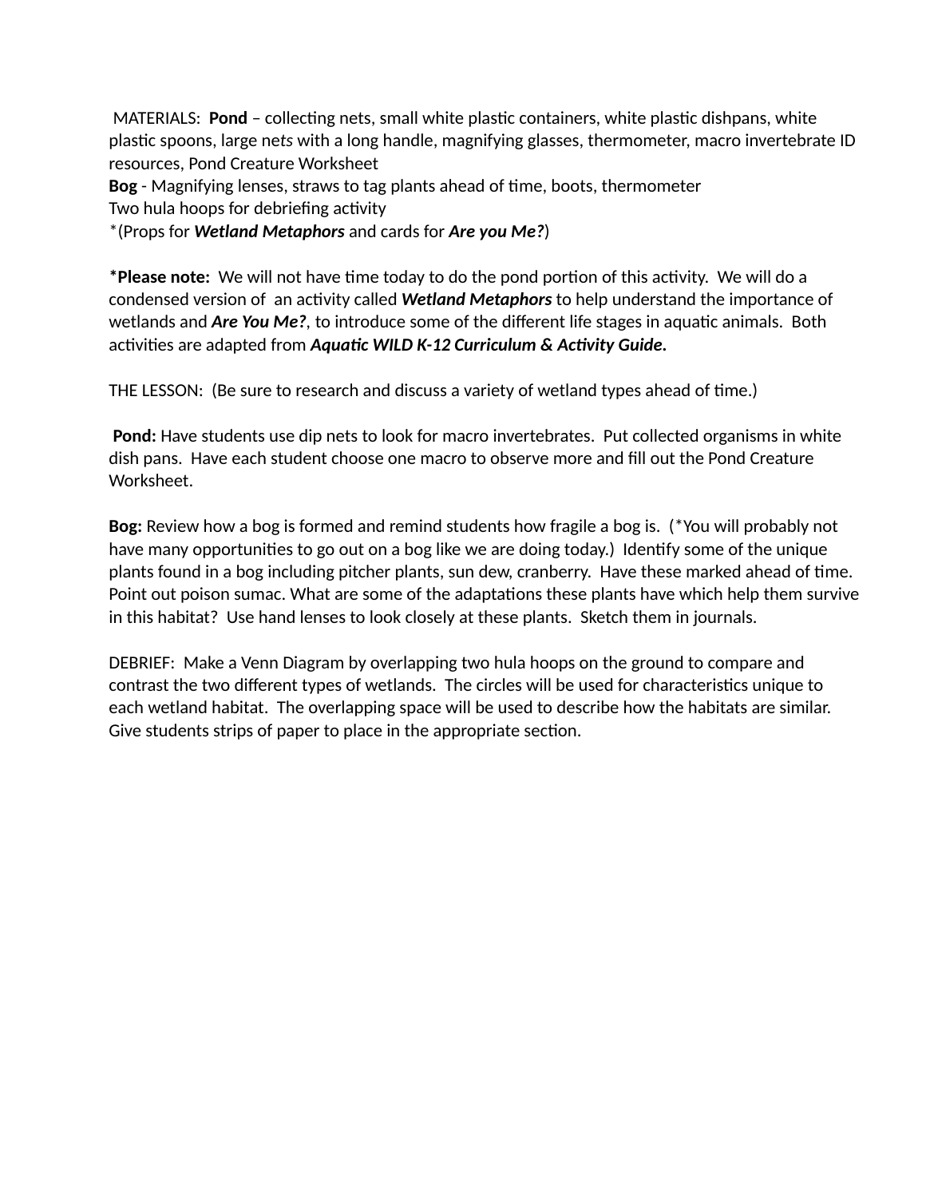MATERIALS: **Pond** – collecting nets, small white plastic containers, white plastic dishpans, white plastic spoons, large ne*ts* with a long handle, magnifying glasses, thermometer, macro invertebrate ID resources, Pond Creature Worksheet
**Bog** - Magnifying lenses, straws to tag plants ahead of time, boots, thermometer
Two hula hoops for debriefing activity
*(Props for ***Wetland Metaphors*** and cards for ***Are you Me?***)

***Please note:** We will not have time today to do the pond portion of this activity. We will do a condensed version of an activity called ***Wetland Metaphors*** to help understand the importance of wetlands and ***Are You Me?***, to introduce some of the different life stages in aquatic animals. Both activities are adapted from ***Aquatic WILD K-12 Curriculum & Activity Guide.***

THE LESSON: (Be sure to research and discuss a variety of wetland types ahead of time.)

**Pond:** Have students use dip nets to look for macro invertebrates. Put collected organisms in white dish pans. Have each student choose one macro to observe more and fill out the Pond Creature Worksheet.

**Bog:** Review how a bog is formed and remind students how fragile a bog is. (*You will probably not have many opportunities to go out on a bog like we are doing today.) Identify some of the unique plants found in a bog including pitcher plants, sun dew, cranberry. Have these marked ahead of time. Point out poison sumac. What are some of the adaptations these plants have which help them survive in this habitat? Use hand lenses to look closely at these plants. Sketch them in journals.

DEBRIEF: Make a Venn Diagram by overlapping two hula hoops on the ground to compare and contrast the two different types of wetlands. The circles will be used for characteristics unique to each wetland habitat. The overlapping space will be used to describe how the habitats are similar. Give students strips of paper to place in the appropriate section.